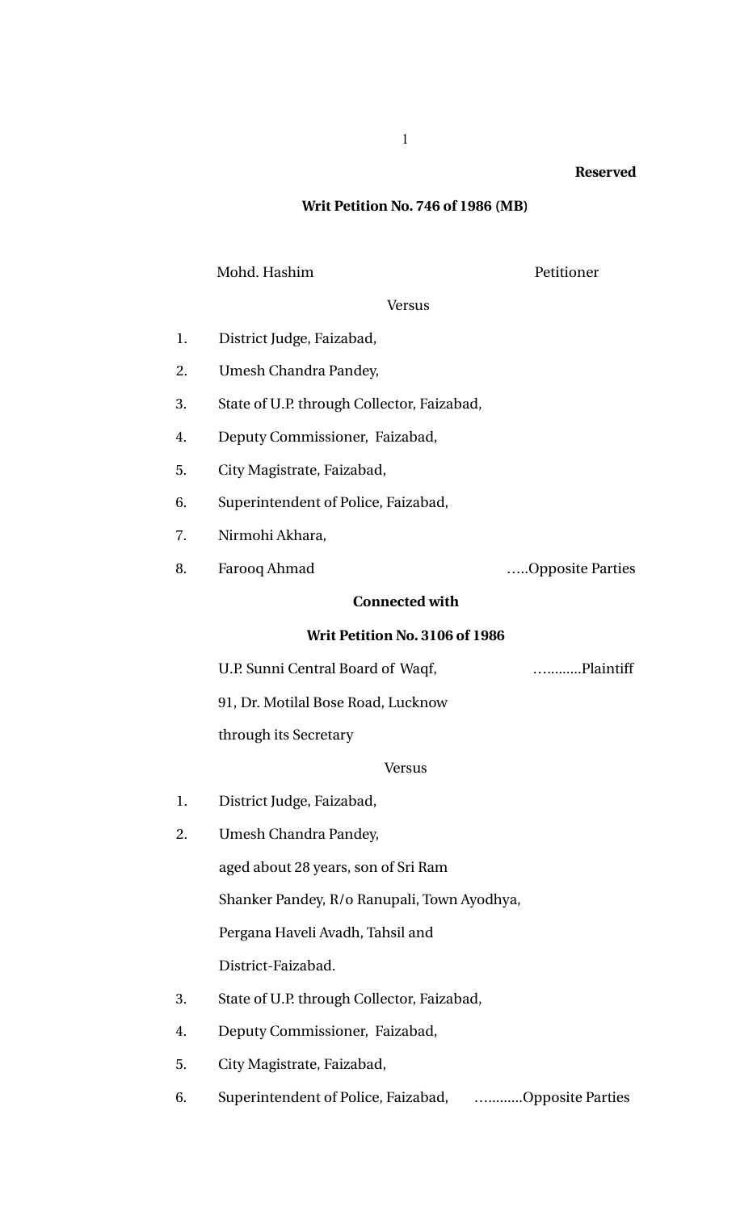**Reserved**

**Writ Petition No. 746 of 1986 (MB)**

Mohd. Hashim Petitioner

Versus

1. District Judge, Faizabad,
2. Umesh Chandra Pandey,
3. State of U.P. through Collector, Faizabad,
4. Deputy Commissioner, Faizabad,
5. City Magistrate, Faizabad,
6. Superintendent of Police, Faizabad,
7. Nirmohi Akhara,
8. Farooq Ahmad …..Opposite Parties

**Connected with**

**Writ Petition No. 3106 of 1986**

U.P. Sunni Central Board of Waqf, …........Plaintiff
91, Dr. Motilal Bose Road, Lucknow
through its Secretary

Versus

1. District Judge, Faizabad,
2. Umesh Chandra Pandey,
   aged about 28 years, son of Sri Ram
   Shanker Pandey, R/o Ranupali, Town Ayodhya,
   Pergana Haveli Avadh, Tahsil and
   District-Faizabad.
3. State of U.P. through Collector, Faizabad,
4. Deputy Commissioner, Faizabad,
5. City Magistrate, Faizabad,
6. Superintendent of Police, Faizabad, ….........Opposite Parties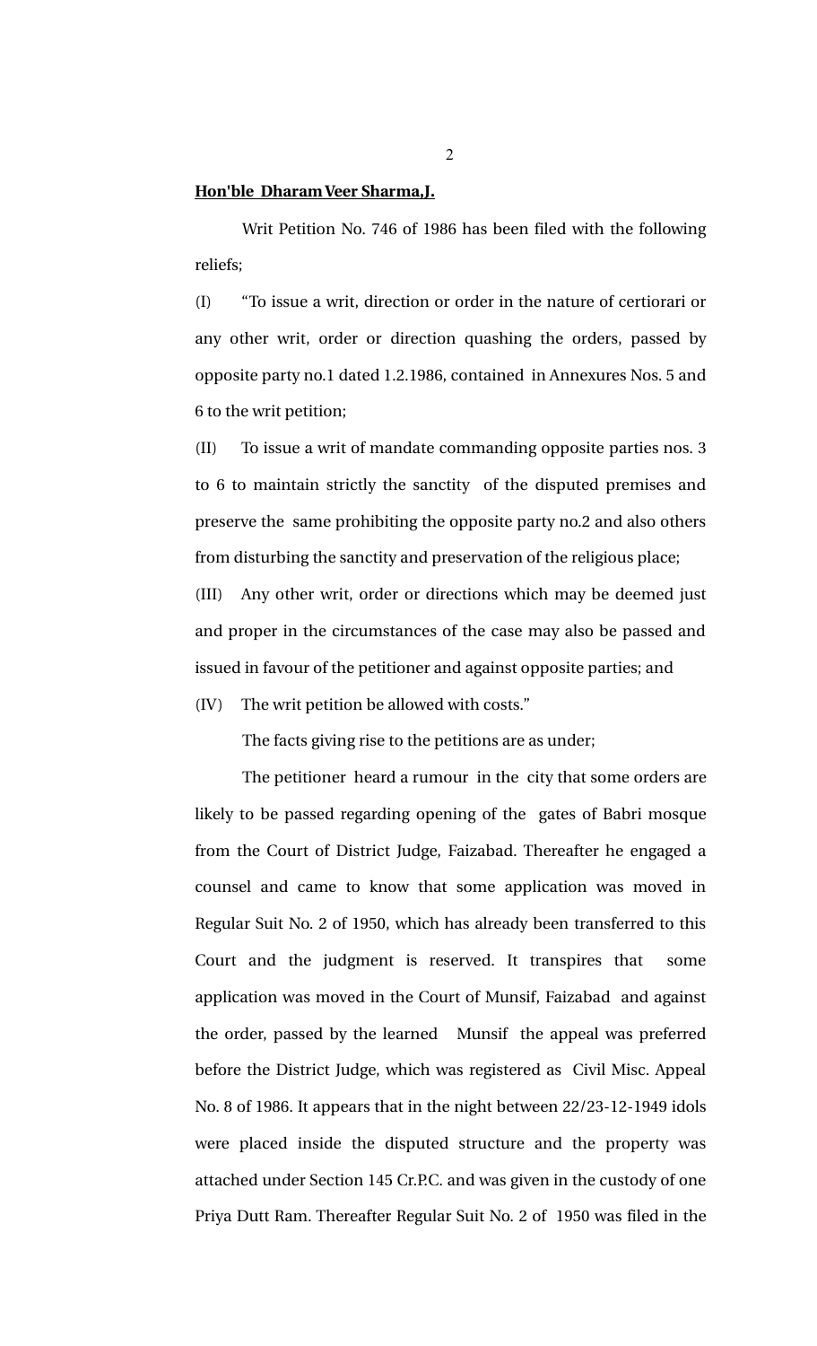**Hon'ble Dharam Veer Sharma,J.**

Writ Petition No. 746 of 1986 has been filed with the following reliefs;

(I) "To issue a writ, direction or order in the nature of certiorari or any other writ, order or direction quashing the orders, passed by opposite party no.1 dated 1.2.1986, contained in Annexures Nos. 5 and 6 to the writ petition;

(II) To issue a writ of mandate commanding opposite parties nos. 3 to 6 to maintain strictly the sanctity of the disputed premises and preserve the same prohibiting the opposite party no.2 and also others from disturbing the sanctity and preservation of the religious place;

(III) Any other writ, order or directions which may be deemed just and proper in the circumstances of the case may also be passed and issued in favour of the petitioner and against opposite parties; and

(IV) The writ petition be allowed with costs."

The facts giving rise to the petitions are as under;

The petitioner heard a rumour in the city that some orders are likely to be passed regarding opening of the gates of Babri mosque from the Court of District Judge, Faizabad. Thereafter he engaged a counsel and came to know that some application was moved in Regular Suit No. 2 of 1950, which has already been transferred to this Court and the judgment is reserved. It transpires that some application was moved in the Court of Munsif, Faizabad and against the order, passed by the learned Munsif the appeal was preferred before the District Judge, which was registered as Civil Misc. Appeal No. 8 of 1986. It appears that in the night between 22/23-12-1949 idols were placed inside the disputed structure and the property was attached under Section 145 Cr.P.C. and was given in the custody of one Priya Dutt Ram. Thereafter Regular Suit No. 2 of 1950 was filed in the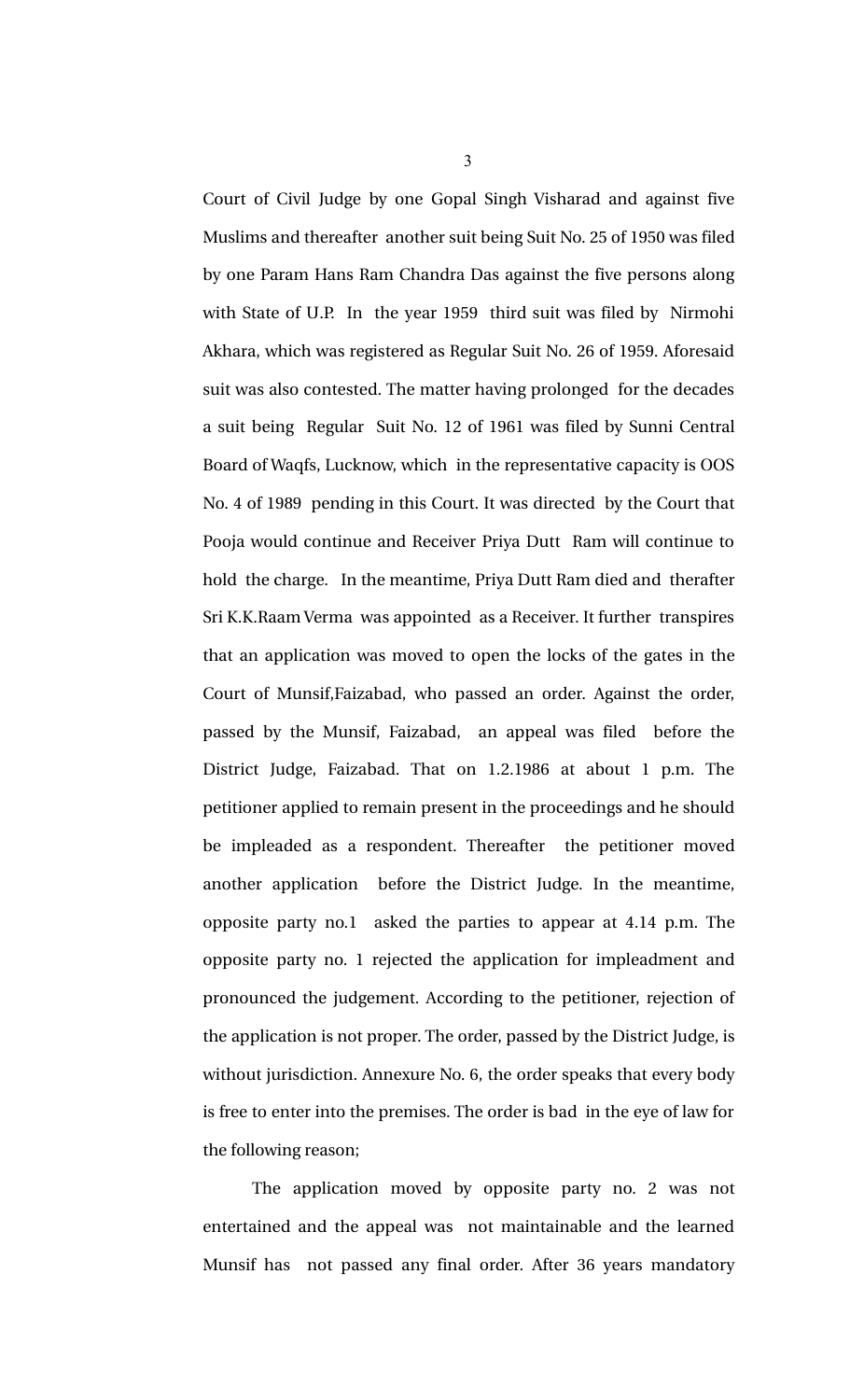Court of Civil Judge by one Gopal Singh Visharad and against five Muslims and thereafter another suit being Suit No. 25 of 1950 was filed by one Param Hans Ram Chandra Das against the five persons along with State of U.P. In the year 1959 third suit was filed by Nirmohi Akhara, which was registered as Regular Suit No. 26 of 1959. Aforesaid suit was also contested. The matter having prolonged for the decades a suit being Regular Suit No. 12 of 1961 was filed by Sunni Central Board of Waqfs, Lucknow, which in the representative capacity is OOS No. 4 of 1989 pending in this Court. It was directed by the Court that Pooja would continue and Receiver Priya Dutt Ram will continue to hold the charge. In the meantime, Priya Dutt Ram died and therafter Sri K.K.Raam Verma was appointed as a Receiver. It further transpires that an application was moved to open the locks of the gates in the Court of Munsif,Faizabad, who passed an order. Against the order, passed by the Munsif, Faizabad, an appeal was filed before the District Judge, Faizabad. That on 1.2.1986 at about 1 p.m. The petitioner applied to remain present in the proceedings and he should be impleaded as a respondent. Thereafter the petitioner moved another application before the District Judge. In the meantime, opposite party no.1 asked the parties to appear at 4.14 p.m. The opposite party no. 1 rejected the application for impleadment and pronounced the judgement. According to the petitioner, rejection of the application is not proper. The order, passed by the District Judge, is without jurisdiction. Annexure No. 6, the order speaks that every body is free to enter into the premises. The order is bad in the eye of law for the following reason;

The application moved by opposite party no. 2 was not entertained and the appeal was not maintainable and the learned Munsif has not passed any final order. After 36 years mandatory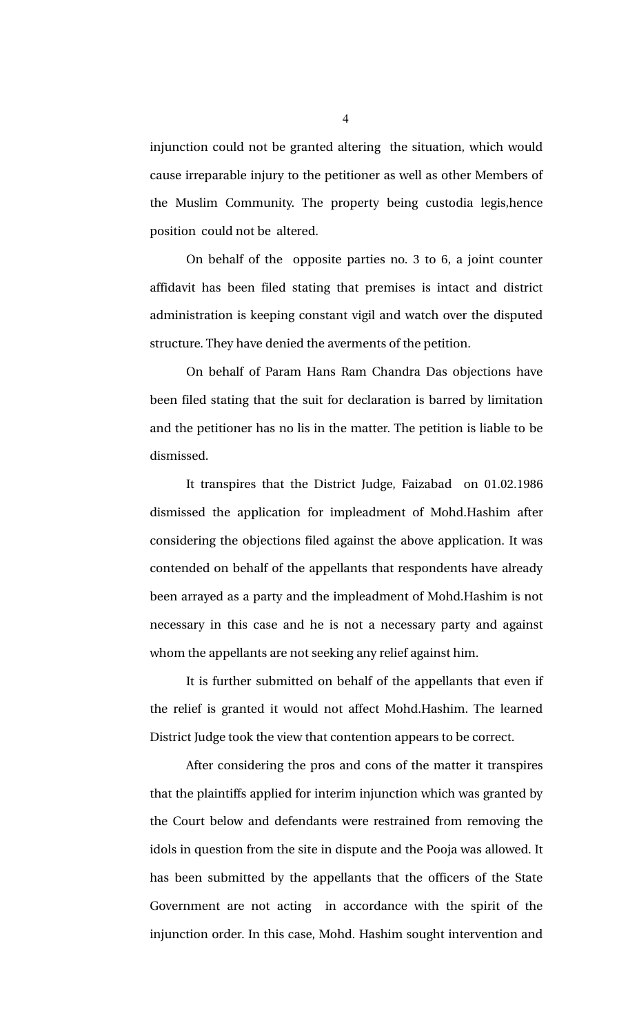injunction could not be granted altering the situation, which would cause irreparable injury to the petitioner as well as other Members of the Muslim Community. The property being custodia legis,hence position could not be altered.

On behalf of the opposite parties no. 3 to 6, a joint counter affidavit has been filed stating that premises is intact and district administration is keeping constant vigil and watch over the disputed structure. They have denied the averments of the petition.

On behalf of Param Hans Ram Chandra Das objections have been filed stating that the suit for declaration is barred by limitation and the petitioner has no lis in the matter. The petition is liable to be dismissed.

It transpires that the District Judge, Faizabad on 01.02.1986 dismissed the application for impleadment of Mohd.Hashim after considering the objections filed against the above application. It was contended on behalf of the appellants that respondents have already been arrayed as a party and the impleadment of Mohd.Hashim is not necessary in this case and he is not a necessary party and against whom the appellants are not seeking any relief against him.

It is further submitted on behalf of the appellants that even if the relief is granted it would not affect Mohd.Hashim. The learned District Judge took the view that contention appears to be correct.

After considering the pros and cons of the matter it transpires that the plaintiffs applied for interim injunction which was granted by the Court below and defendants were restrained from removing the idols in question from the site in dispute and the Pooja was allowed. It has been submitted by the appellants that the officers of the State Government are not acting in accordance with the spirit of the injunction order. In this case, Mohd. Hashim sought intervention and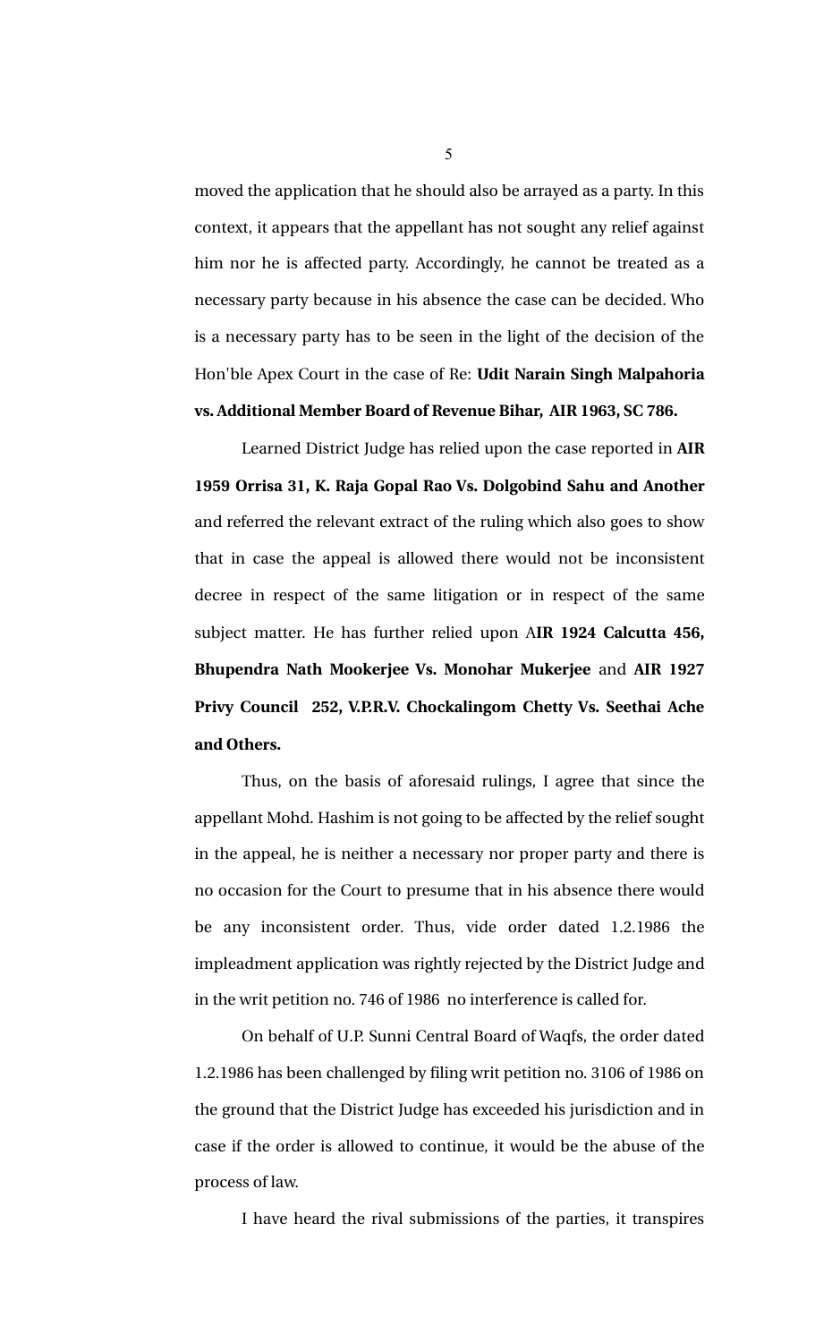moved the application that he should also be arrayed as a party. In this context, it appears that the appellant has not sought any relief against him nor he is affected party. Accordingly, he cannot be treated as a necessary party because in his absence the case can be decided. Who is a necessary party has to be seen in the light of the decision of the Hon'ble Apex Court in the case of Re: **Udit Narain Singh Malpahoria vs. Additional Member Board of Revenue Bihar, AIR 1963, SC 786.**

Learned District Judge has relied upon the case reported in **AIR 1959 Orrisa 31, K. Raja Gopal Rao Vs. Dolgobind Sahu and Another** and referred the relevant extract of the ruling which also goes to show that in case the appeal is allowed there would not be inconsistent decree in respect of the same litigation or in respect of the same subject matter. He has further relied upon A**IR 1924 Calcutta 456, Bhupendra Nath Mookerjee Vs. Monohar Mukerjee** and **AIR 1927 Privy Council 252, V.P.R.V. Chockalingom Chetty Vs. Seethai Ache and Others.**

Thus, on the basis of aforesaid rulings, I agree that since the appellant Mohd. Hashim is not going to be affected by the relief sought in the appeal, he is neither a necessary nor proper party and there is no occasion for the Court to presume that in his absence there would be any inconsistent order. Thus, vide order dated 1.2.1986 the impleadment application was rightly rejected by the District Judge and in the writ petition no. 746 of 1986 no interference is called for.

On behalf of U.P. Sunni Central Board of Waqfs, the order dated 1.2.1986 has been challenged by filing writ petition no. 3106 of 1986 on the ground that the District Judge has exceeded his jurisdiction and in case if the order is allowed to continue, it would be the abuse of the process of law.

I have heard the rival submissions of the parties, it transpires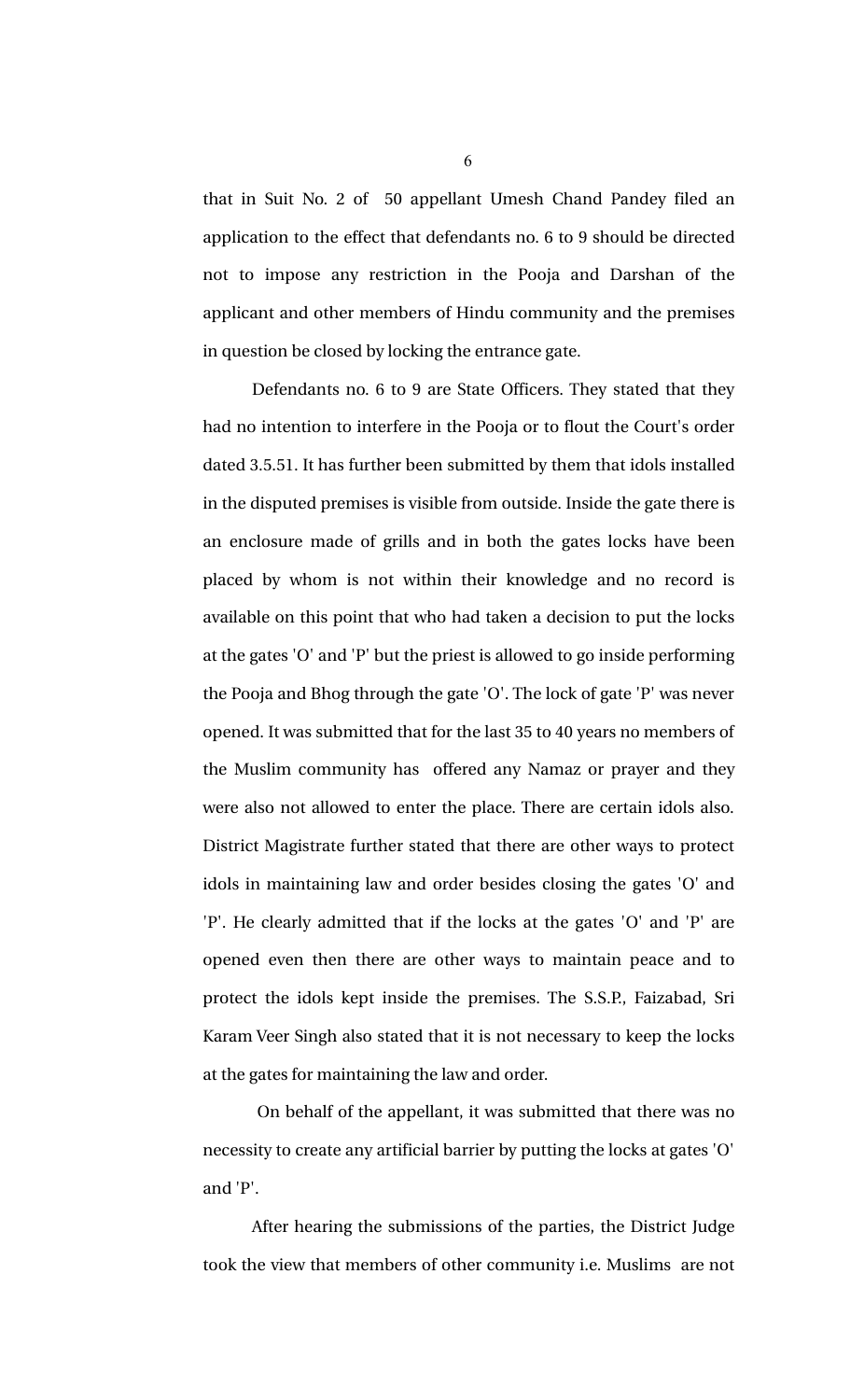that in Suit No. 2 of 50 appellant Umesh Chand Pandey filed an application to the effect that defendants no. 6 to 9 should be directed not to impose any restriction in the Pooja and Darshan of the applicant and other members of Hindu community and the premises in question be closed by locking the entrance gate.

Defendants no. 6 to 9 are State Officers. They stated that they had no intention to interfere in the Pooja or to flout the Court's order dated 3.5.51. It has further been submitted by them that idols installed in the disputed premises is visible from outside. Inside the gate there is an enclosure made of grills and in both the gates locks have been placed by whom is not within their knowledge and no record is available on this point that who had taken a decision to put the locks at the gates 'O' and 'P' but the priest is allowed to go inside performing the Pooja and Bhog through the gate 'O'. The lock of gate 'P' was never opened. It was submitted that for the last 35 to 40 years no members of the Muslim community has offered any Namaz or prayer and they were also not allowed to enter the place. There are certain idols also. District Magistrate further stated that there are other ways to protect idols in maintaining law and order besides closing the gates 'O' and 'P'. He clearly admitted that if the locks at the gates 'O' and 'P' are opened even then there are other ways to maintain peace and to protect the idols kept inside the premises. The S.S.P., Faizabad, Sri Karam Veer Singh also stated that it is not necessary to keep the locks at the gates for maintaining the law and order.

On behalf of the appellant, it was submitted that there was no necessity to create any artificial barrier by putting the locks at gates 'O' and 'P'.

After hearing the submissions of the parties, the District Judge took the view that members of other community i.e. Muslims are not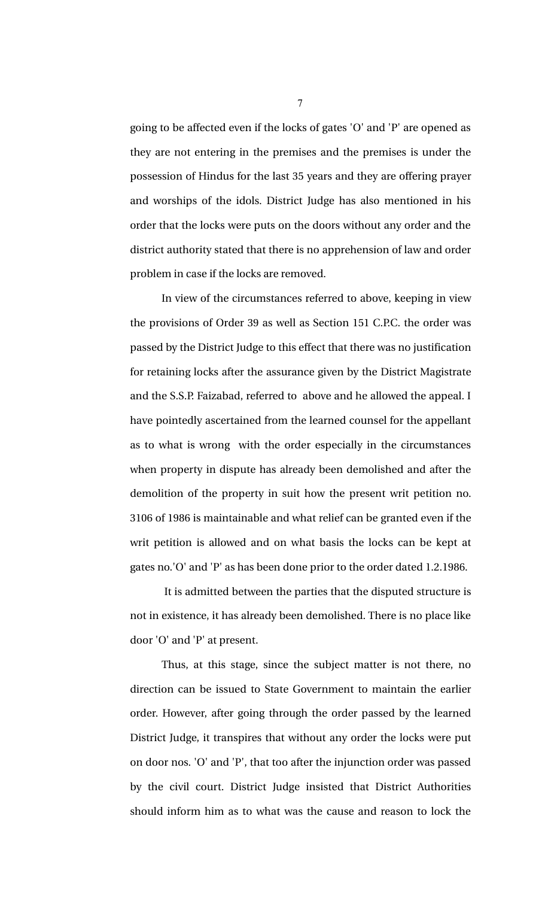going to be affected even if the locks of gates 'O' and 'P' are opened as they are not entering in the premises and the premises is under the possession of Hindus for the last 35 years and they are offering prayer and worships of the idols. District Judge has also mentioned in his order that the locks were puts on the doors without any order and the district authority stated that there is no apprehension of law and order problem in case if the locks are removed.

In view of the circumstances referred to above, keeping in view the provisions of Order 39 as well as Section 151 C.P.C. the order was passed by the District Judge to this effect that there was no justification for retaining locks after the assurance given by the District Magistrate and the S.S.P. Faizabad, referred to above and he allowed the appeal. I have pointedly ascertained from the learned counsel for the appellant as to what is wrong with the order especially in the circumstances when property in dispute has already been demolished and after the demolition of the property in suit how the present writ petition no. 3106 of 1986 is maintainable and what relief can be granted even if the writ petition is allowed and on what basis the locks can be kept at gates no.'O' and 'P' as has been done prior to the order dated 1.2.1986.

It is admitted between the parties that the disputed structure is not in existence, it has already been demolished. There is no place like door 'O' and 'P' at present.

Thus, at this stage, since the subject matter is not there, no direction can be issued to State Government to maintain the earlier order. However, after going through the order passed by the learned District Judge, it transpires that without any order the locks were put on door nos. 'O' and 'P', that too after the injunction order was passed by the civil court. District Judge insisted that District Authorities should inform him as to what was the cause and reason to lock the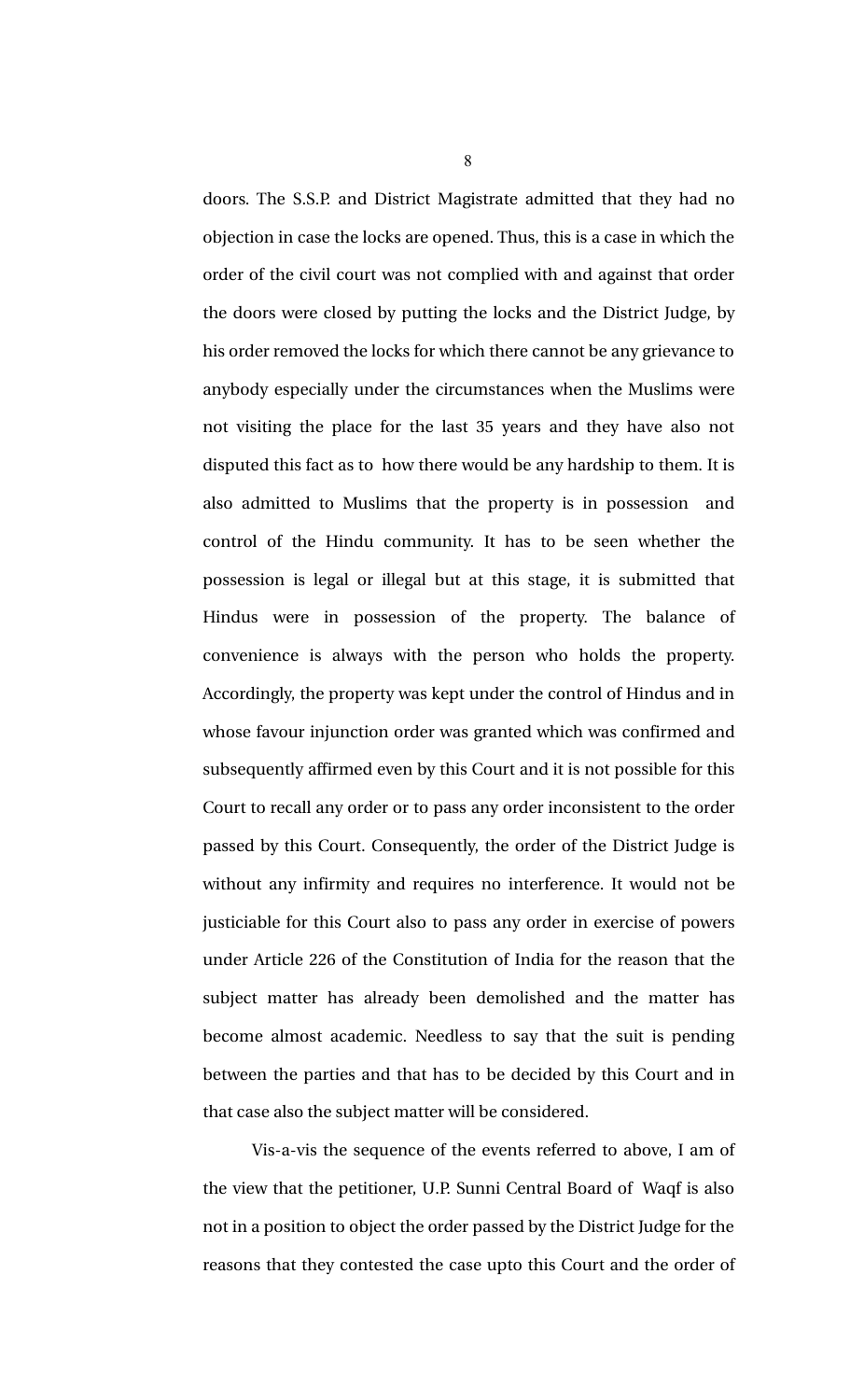doors. The S.S.P. and District Magistrate admitted that they had no objection in case the locks are opened. Thus, this is a case in which the order of the civil court was not complied with and against that order the doors were closed by putting the locks and the District Judge, by his order removed the locks for which there cannot be any grievance to anybody especially under the circumstances when the Muslims were not visiting the place for the last 35 years and they have also not disputed this fact as to how there would be any hardship to them. It is also admitted to Muslims that the property is in possession and control of the Hindu community. It has to be seen whether the possession is legal or illegal but at this stage, it is submitted that Hindus were in possession of the property. The balance of convenience is always with the person who holds the property. Accordingly, the property was kept under the control of Hindus and in whose favour injunction order was granted which was confirmed and subsequently affirmed even by this Court and it is not possible for this Court to recall any order or to pass any order inconsistent to the order passed by this Court. Consequently, the order of the District Judge is without any infirmity and requires no interference. It would not be justiciable for this Court also to pass any order in exercise of powers under Article 226 of the Constitution of India for the reason that the subject matter has already been demolished and the matter has become almost academic. Needless to say that the suit is pending between the parties and that has to be decided by this Court and in that case also the subject matter will be considered.

Vis-a-vis the sequence of the events referred to above, I am of the view that the petitioner, U.P. Sunni Central Board of Waqf is also not in a position to object the order passed by the District Judge for the reasons that they contested the case upto this Court and the order of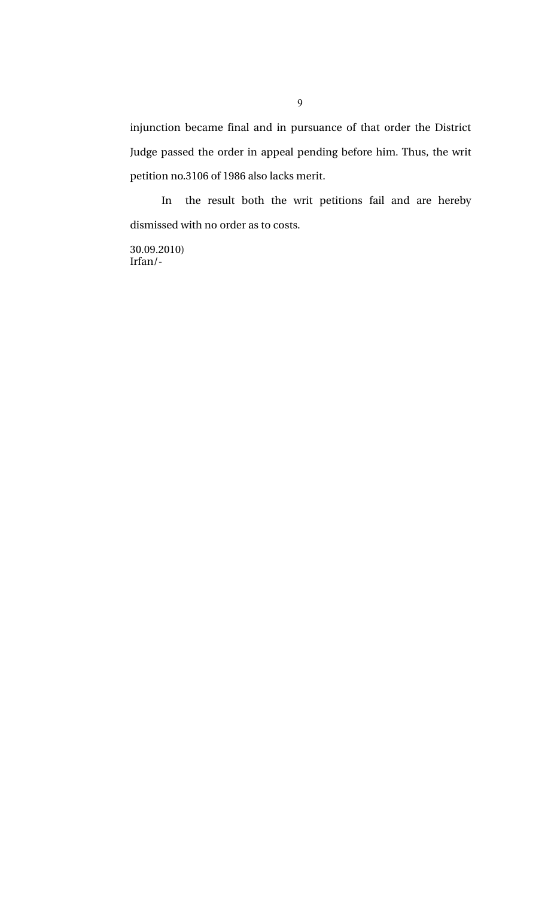injunction became final and in pursuance of that order the District Judge passed the order in appeal pending before him. Thus, the writ petition no.3106 of 1986 also lacks merit.

In the result both the writ petitions fail and are hereby dismissed with no order as to costs.

30.09.2010)
Irfan/-